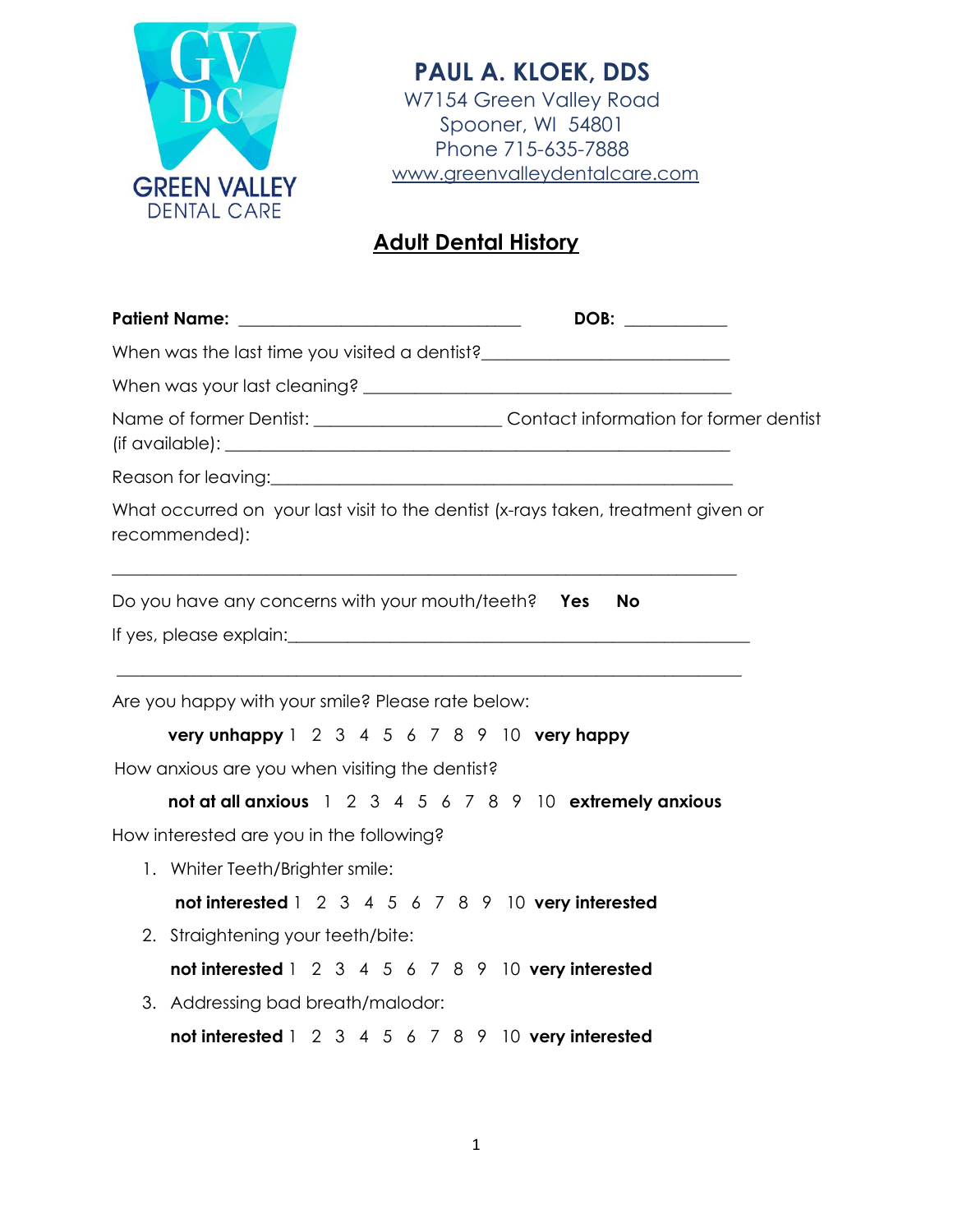GREEN VALLEY DENTAL CARE

**PAUL A. KLOEK, DDS**
W7154 Green Valley Road
Spooner, WI 54801
Phone 715-635-7888
www.greenvalleydentalcare.com

## Adult Dental History

**Patient Name:** ________________________________ **DOB:** ___________

When was the last time you visited a dentist?___________________________

When was your last cleaning? _________________________________________

Name of former Dentist: ____________________ Contact information for former dentist (if available): _______________________________________________________

Reason for leaving:_________________________________________________

What occurred on your last visit to the dentist (x-rays taken, treatment given or recommended):

_______________________________________________________________________

Do you have any concerns with your mouth/teeth? **Yes** **No**

If yes, please explain:_____________________________________________

_______________________________________________________________________

Are you happy with your smile? Please rate below:

**very unhappy** 1 2 3 4 5 6 7 8 9 10 **very happy**

How anxious are you when visiting the dentist?

**not at all anxious** 1 2 3 4 5 6 7 8 9 10 **extremely anxious**

How interested are you in the following?

1. Whiter Teeth/Brighter smile:

   **not interested** 1 2 3 4 5 6 7 8 9 10 **very interested**

2. Straightening your teeth/bite:

   **not interested** 1 2 3 4 5 6 7 8 9 10 **very interested**

3. Addressing bad breath/malodor:

   **not interested** 1 2 3 4 5 6 7 8 9 10 **very interested**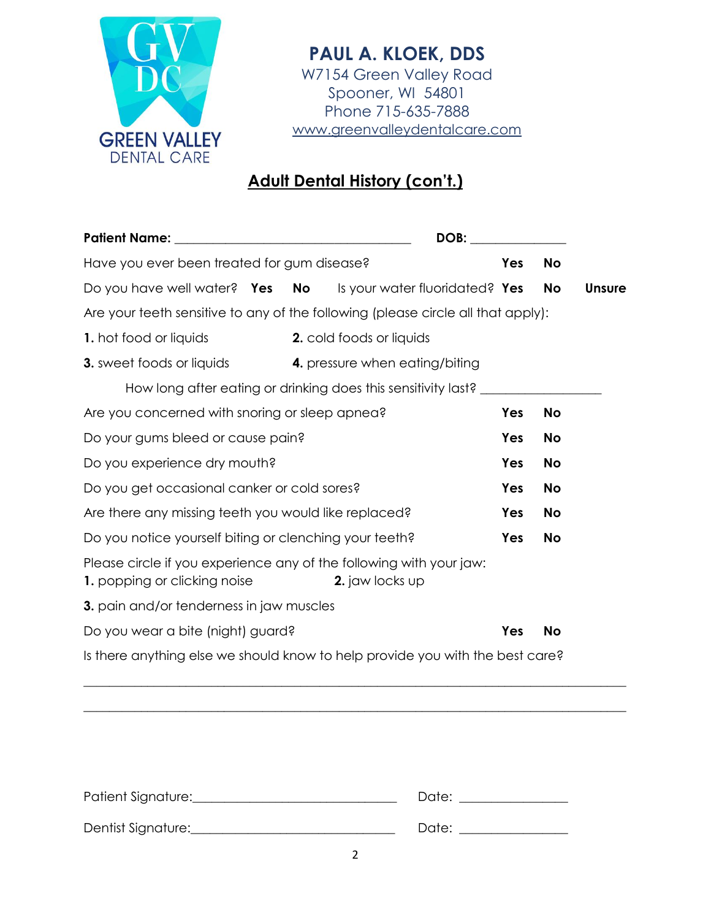GREEN VALLEY DENTAL CARE

**PAUL A. KLOEK, DDS**
W7154 Green Valley Road
Spooner, WI 54801
Phone 715-635-7888
www.greenvalleydentalcare.com

## Adult Dental History (con't.)

**Patient Name:** ____________________________________ **DOB:** ______________

Have you ever been treated for gum disease? **Yes** **No**

Do you have well water? **Yes** **No** Is your water fluoridated? **Yes** **No** **Unsure**

Are your teeth sensitive to any of the following (please circle all that apply):

**1.** hot food or liquids **2.** cold foods or liquids

**3.** sweet foods or liquids **4.** pressure when eating/biting

How long after eating or drinking does this sensitivity last? __________________

Are you concerned with snoring or sleep apnea? **Yes** **No**

Do your gums bleed or cause pain? **Yes** **No**

Do you experience dry mouth? **Yes** **No**

Do you get occasional canker or cold sores? **Yes** **No**

Are there any missing teeth you would like replaced? **Yes** **No**

Do you notice yourself biting or clenching your teeth? **Yes** **No**

Please circle if you experience any of the following with your jaw:
**1.** popping or clicking noise **2.** jaw locks up

**3.** pain and/or tenderness in jaw muscles

Do you wear a bite (night) guard? **Yes** **No**

Is there anything else we should know to help provide you with the best care?

_________________________________________________________________________________

_________________________________________________________________________________

Patient Signature:______________________________ Date: ________________

Dentist Signature:______________________________ Date: ________________